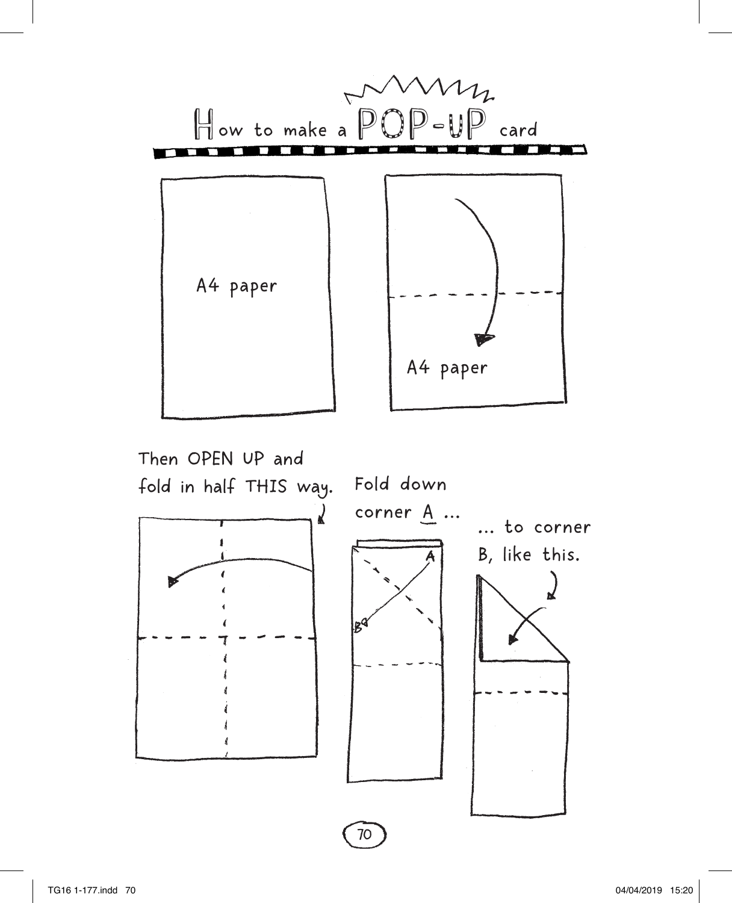# How to make a POP-UP card

A4 paper

A4 paper

Then OPEN UP and fold in half THIS way.

Fold down corner A ...

A

B

... to corner B, like this.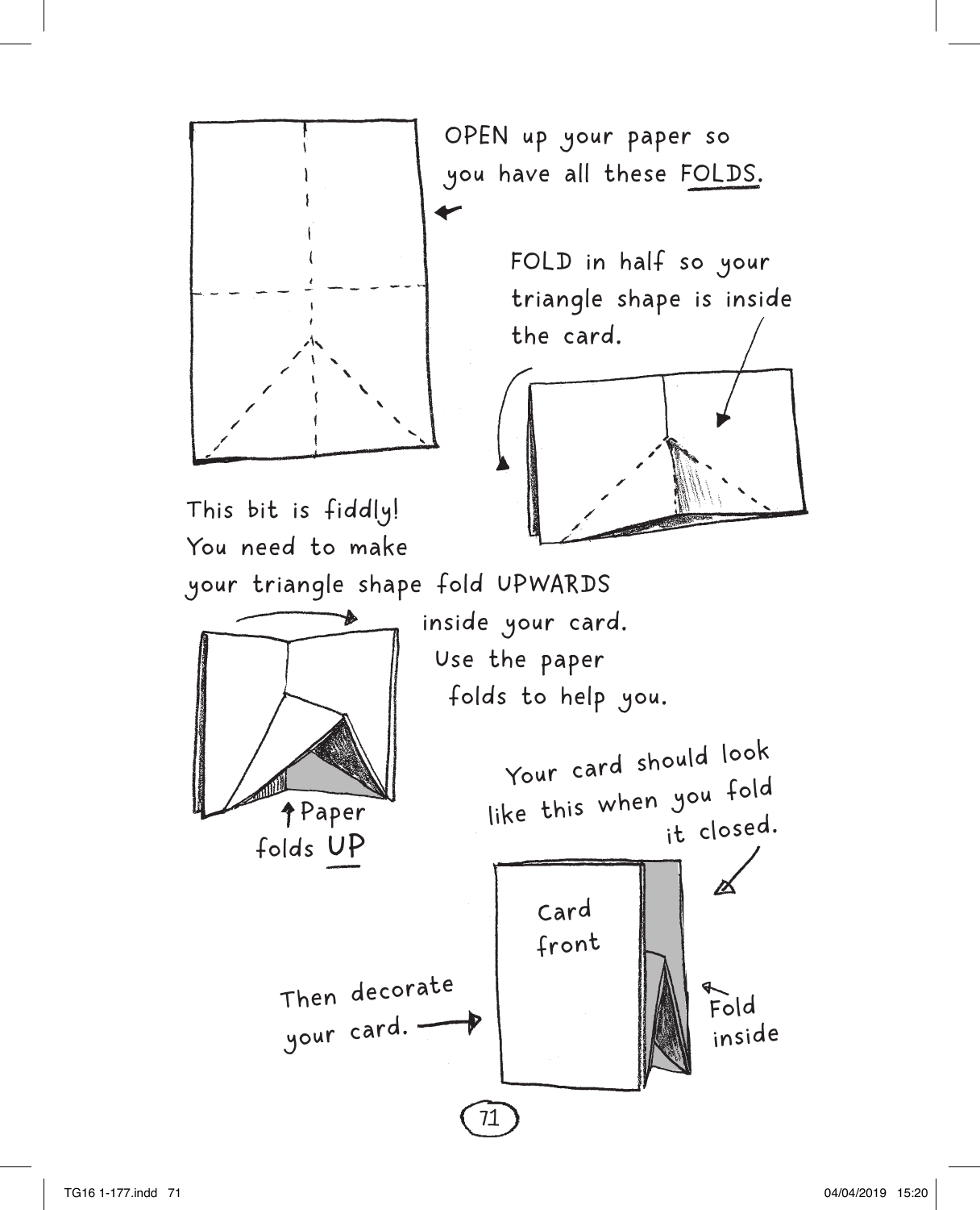OPEN up your paper so you have all these FOLDS.

FOLD in half so your triangle shape is inside the card.

This bit is fiddly! You need to make your triangle shape fold UPWARDS inside your card. Use the paper folds to help you.

Paper folds UP

Your card should look like this when you fold it closed.

Card front

Then decorate your card.

Fold inside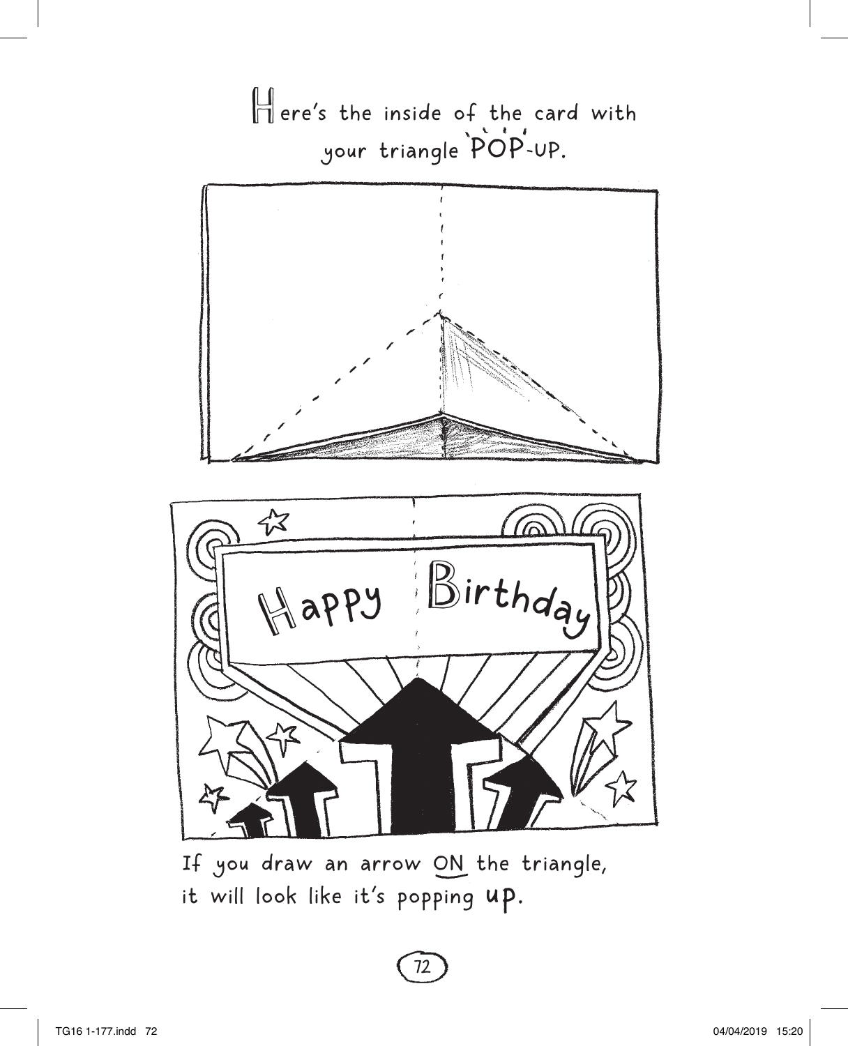Here's the inside of the card with your triangle POP-UP.

If you draw an arrow ON the triangle, it will look like it's popping **up**.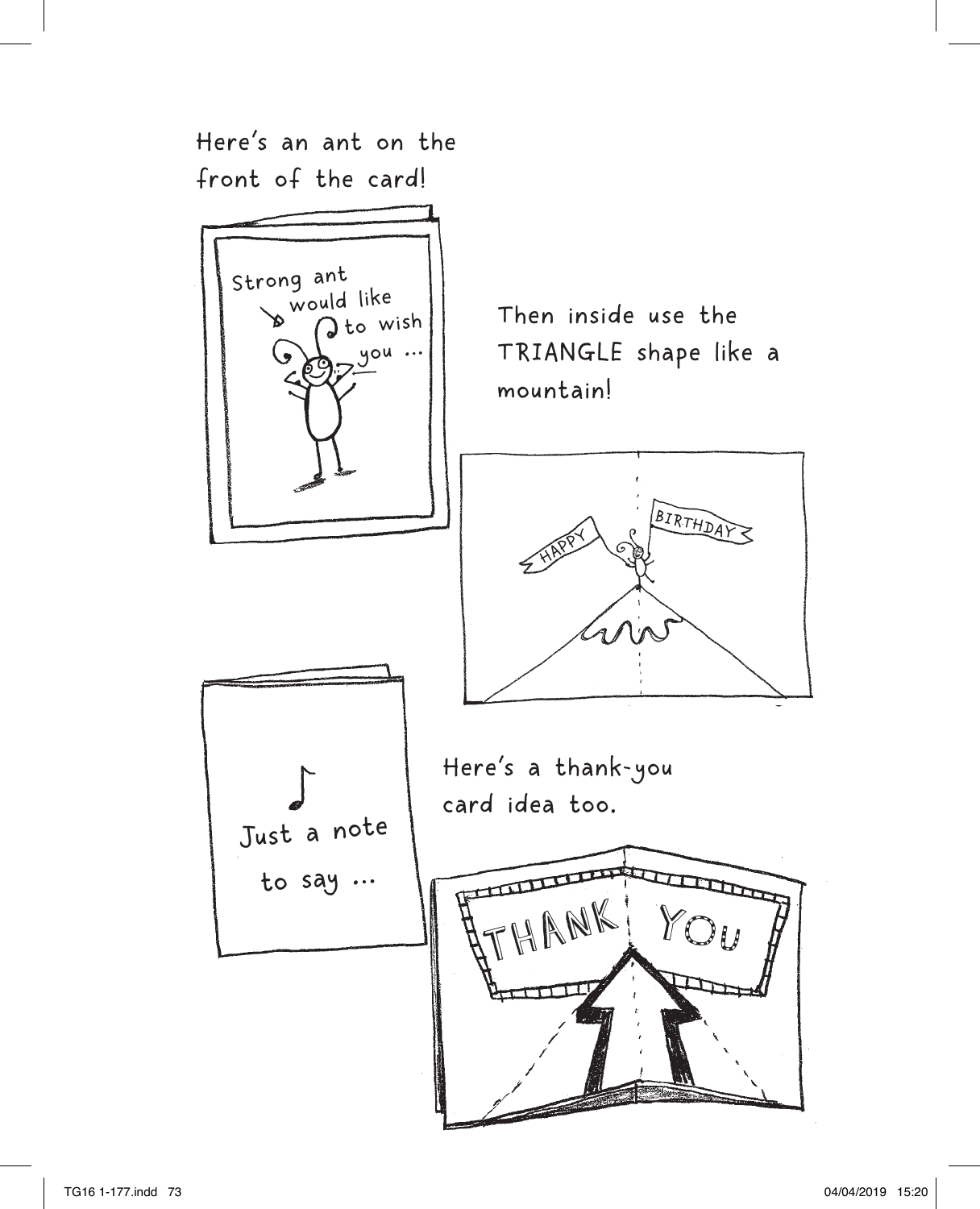Here's an ant on the front of the card!

Strong ant would like to wish you ...

Then inside use the TRIANGLE shape like a mountain!

HAPPY BIRTHDAY

Just a note to say ...

Here's a thank-you card idea too.

THANK YOU